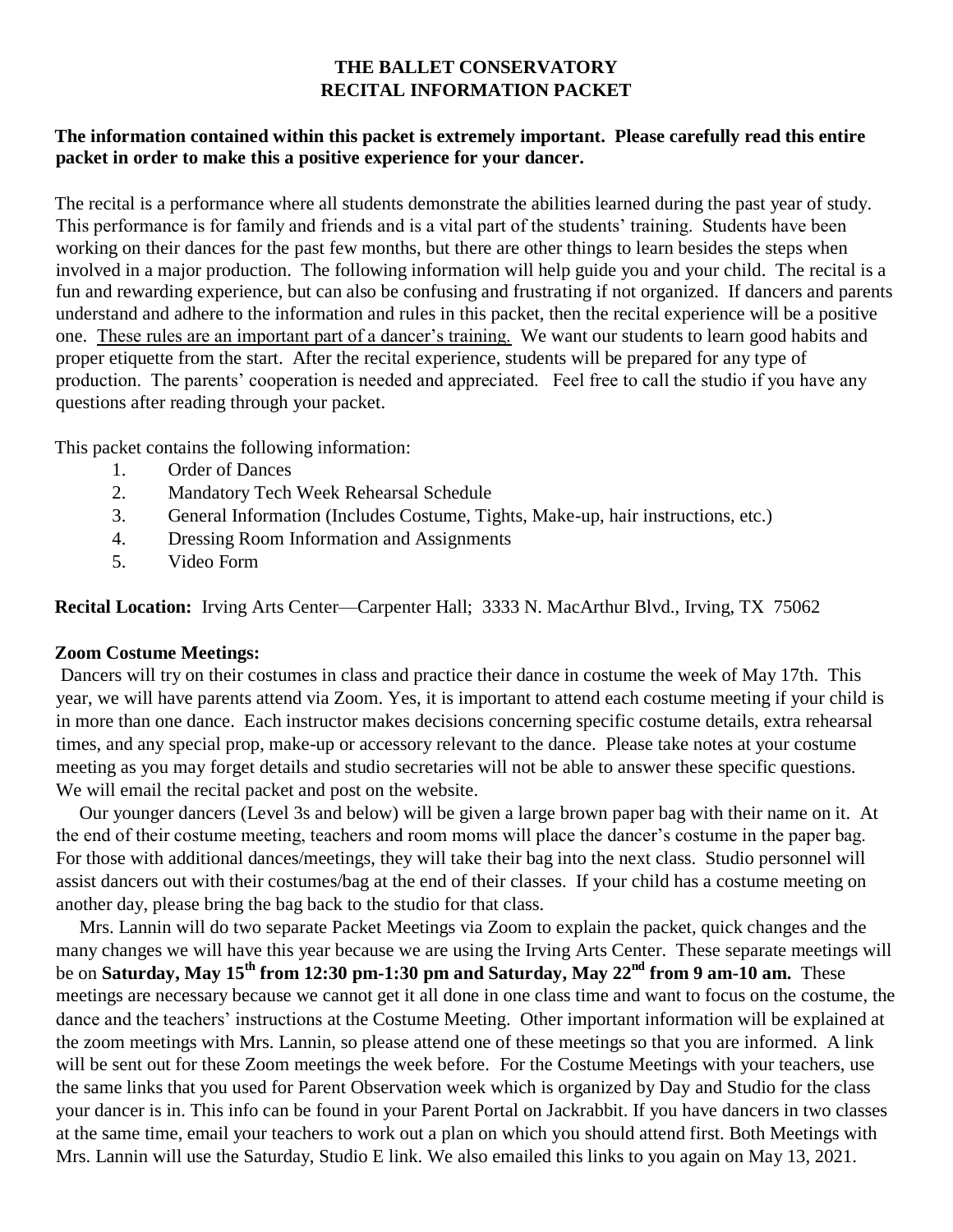# THE BALLET CONSERVATORY
# RECITAL INFORMATION PACKET

**The information contained within this packet is extremely important. Please carefully read this entire packet in order to make this a positive experience for your dancer.**

The recital is a performance where all students demonstrate the abilities learned during the past year of study. This performance is for family and friends and is a vital part of the students' training. Students have been working on their dances for the past few months, but there are other things to learn besides the steps when involved in a major production. The following information will help guide you and your child. The recital is a fun and rewarding experience, but can also be confusing and frustrating if not organized. If dancers and parents understand and adhere to the information and rules in this packet, then the recital experience will be a positive one. <u>These rules are an important part of a dancer's training.</u> We want our students to learn good habits and proper etiquette from the start. After the recital experience, students will be prepared for any type of production. The parents' cooperation is needed and appreciated. Feel free to call the studio if you have any questions after reading through your packet.

This packet contains the following information:

1. Order of Dances
2. Mandatory Tech Week Rehearsal Schedule
3. General Information (Includes Costume, Tights, Make-up, hair instructions, etc.)
4. Dressing Room Information and Assignments
5. Video Form

**Recital Location:** Irving Arts Center—Carpenter Hall; 3333 N. MacArthur Blvd., Irving, TX 75062

**Zoom Costume Meetings:**

Dancers will try on their costumes in class and practice their dance in costume the week of May 17th. This year, we will have parents attend via Zoom. Yes, it is important to attend each costume meeting if your child is in more than one dance. Each instructor makes decisions concerning specific costume details, extra rehearsal times, and any special prop, make-up or accessory relevant to the dance. Please take notes at your costume meeting as you may forget details and studio secretaries will not be able to answer these specific questions. We will email the recital packet and post on the website.

Our younger dancers (Level 3s and below) will be given a large brown paper bag with their name on it. At the end of their costume meeting, teachers and room moms will place the dancer's costume in the paper bag. For those with additional dances/meetings, they will take their bag into the next class. Studio personnel will assist dancers out with their costumes/bag at the end of their classes. If your child has a costume meeting on another day, please bring the bag back to the studio for that class.

Mrs. Lannin will do two separate Packet Meetings via Zoom to explain the packet, quick changes and the many changes we will have this year because we are using the Irving Arts Center. These separate meetings will be on **Saturday, May 15th from 12:30 pm-1:30 pm and Saturday, May 22nd from 9 am-10 am.** These meetings are necessary because we cannot get it all done in one class time and want to focus on the costume, the dance and the teachers' instructions at the Costume Meeting. Other important information will be explained at the zoom meetings with Mrs. Lannin, so please attend one of these meetings so that you are informed. A link will be sent out for these Zoom meetings the week before. For the Costume Meetings with your teachers, use the same links that you used for Parent Observation week which is organized by Day and Studio for the class your dancer is in. This info can be found in your Parent Portal on Jackrabbit. If you have dancers in two classes at the same time, email your teachers to work out a plan on which you should attend first. Both Meetings with Mrs. Lannin will use the Saturday, Studio E link. We also emailed this links to you again on May 13, 2021.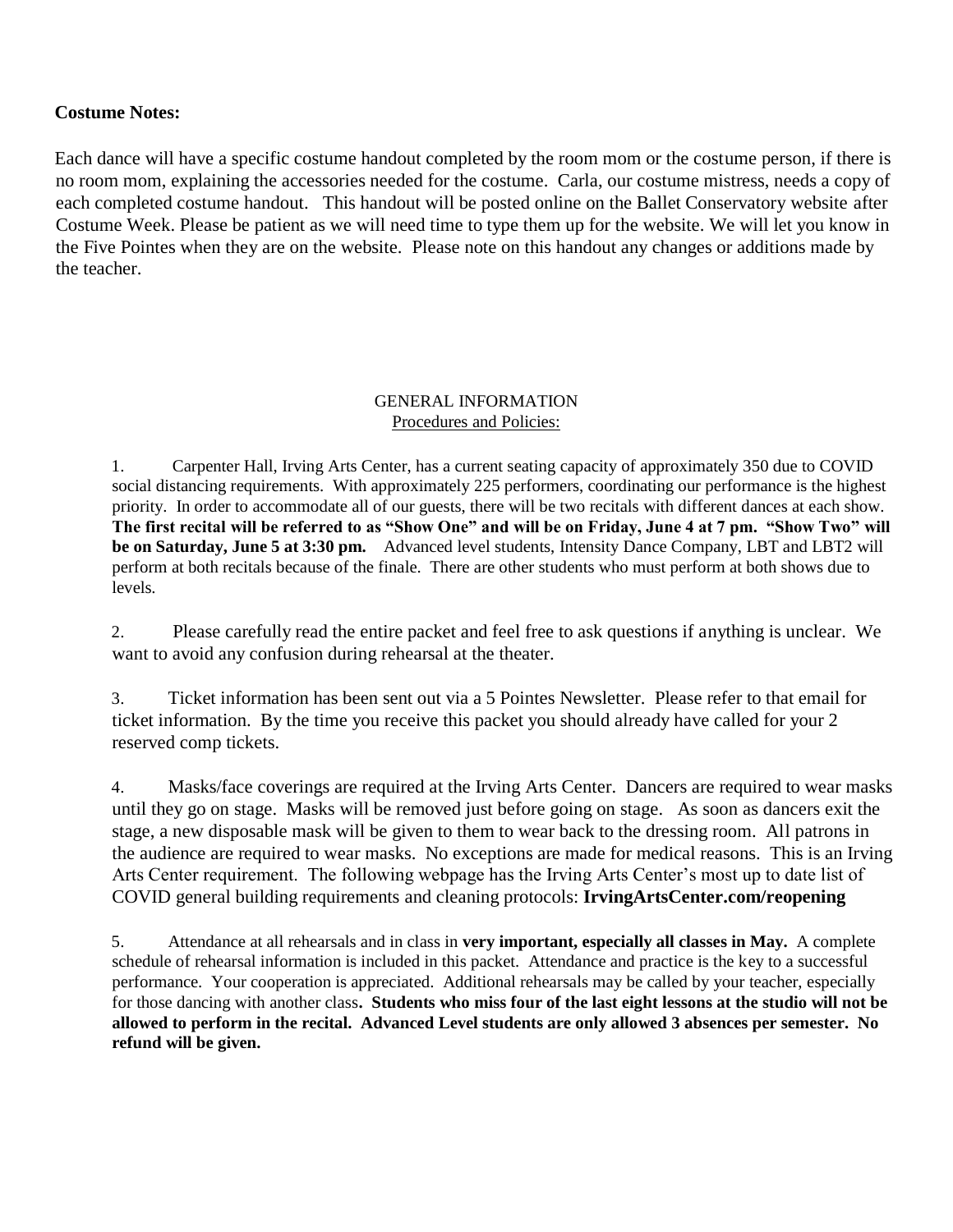**Costume Notes:**

Each dance will have a specific costume handout completed by the room mom or the costume person, if there is no room mom, explaining the accessories needed for the costume. Carla, our costume mistress, needs a copy of each completed costume handout. This handout will be posted online on the Ballet Conservatory website after Costume Week. Please be patient as we will need time to type them up for the website. We will let you know in the Five Pointes when they are on the website. Please note on this handout any changes or additions made by the teacher.

GENERAL INFORMATION

Procedures and Policies:

1. Carpenter Hall, Irving Arts Center, has a current seating capacity of approximately 350 due to COVID social distancing requirements. With approximately 225 performers, coordinating our performance is the highest priority. In order to accommodate all of our guests, there will be two recitals with different dances at each show. **The first recital will be referred to as "Show One" and will be on Friday, June 4 at 7 pm. "Show Two" will be on Saturday, June 5 at 3:30 pm.** Advanced level students, Intensity Dance Company, LBT and LBT2 will perform at both recitals because of the finale. There are other students who must perform at both shows due to levels.

2. Please carefully read the entire packet and feel free to ask questions if anything is unclear. We want to avoid any confusion during rehearsal at the theater.

3. Ticket information has been sent out via a 5 Pointes Newsletter. Please refer to that email for ticket information. By the time you receive this packet you should already have called for your 2 reserved comp tickets.

4. Masks/face coverings are required at the Irving Arts Center. Dancers are required to wear masks until they go on stage. Masks will be removed just before going on stage. As soon as dancers exit the stage, a new disposable mask will be given to them to wear back to the dressing room. All patrons in the audience are required to wear masks. No exceptions are made for medical reasons. This is an Irving Arts Center requirement. The following webpage has the Irving Arts Center's most up to date list of COVID general building requirements and cleaning protocols: **IrvingArtsCenter.com/reopening**

5. Attendance at all rehearsals and in class in **very important, especially all classes in May.** A complete schedule of rehearsal information is included in this packet. Attendance and practice is the key to a successful performance. Your cooperation is appreciated. Additional rehearsals may be called by your teacher, especially for those dancing with another class**. Students who miss four of the last eight lessons at the studio will not be allowed to perform in the recital. Advanced Level students are only allowed 3 absences per semester. No refund will be given.**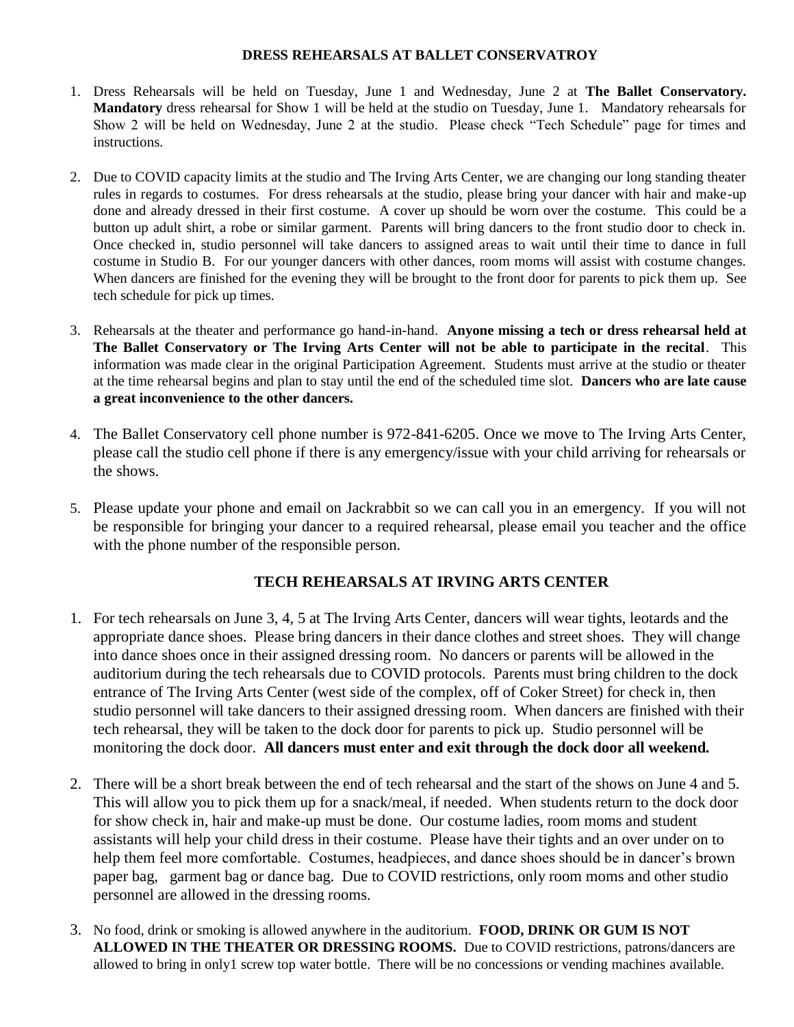## DRESS REHEARSALS AT BALLET CONSERVATROY

1. Dress Rehearsals will be held on Tuesday, June 1 and Wednesday, June 2 at **The Ballet Conservatory. Mandatory** dress rehearsal for Show 1 will be held at the studio on Tuesday, June 1. Mandatory rehearsals for Show 2 will be held on Wednesday, June 2 at the studio. Please check "Tech Schedule" page for times and instructions.

2. Due to COVID capacity limits at the studio and The Irving Arts Center, we are changing our long standing theater rules in regards to costumes. For dress rehearsals at the studio, please bring your dancer with hair and make-up done and already dressed in their first costume. A cover up should be worn over the costume. This could be a button up adult shirt, a robe or similar garment. Parents will bring dancers to the front studio door to check in. Once checked in, studio personnel will take dancers to assigned areas to wait until their time to dance in full costume in Studio B. For our younger dancers with other dances, room moms will assist with costume changes. When dancers are finished for the evening they will be brought to the front door for parents to pick them up. See tech schedule for pick up times.

3. Rehearsals at the theater and performance go hand-in-hand. **Anyone missing a tech or dress rehearsal held at The Ballet Conservatory or The Irving Arts Center will not be able to participate in the recital**. This information was made clear in the original Participation Agreement. Students must arrive at the studio or theater at the time rehearsal begins and plan to stay until the end of the scheduled time slot. **Dancers who are late cause a great inconvenience to the other dancers.**

4. The Ballet Conservatory cell phone number is 972-841-6205. Once we move to The Irving Arts Center, please call the studio cell phone if there is any emergency/issue with your child arriving for rehearsals or the shows.

5. Please update your phone and email on Jackrabbit so we can call you in an emergency. If you will not be responsible for bringing your dancer to a required rehearsal, please email you teacher and the office with the phone number of the responsible person.

## TECH REHEARSALS AT IRVING ARTS CENTER

1. For tech rehearsals on June 3, 4, 5 at The Irving Arts Center, dancers will wear tights, leotards and the appropriate dance shoes. Please bring dancers in their dance clothes and street shoes. They will change into dance shoes once in their assigned dressing room. No dancers or parents will be allowed in the auditorium during the tech rehearsals due to COVID protocols. Parents must bring children to the dock entrance of The Irving Arts Center (west side of the complex, off of Coker Street) for check in, then studio personnel will take dancers to their assigned dressing room. When dancers are finished with their tech rehearsal, they will be taken to the dock door for parents to pick up. Studio personnel will be monitoring the dock door. **All dancers must enter and exit through the dock door all weekend.**

2. There will be a short break between the end of tech rehearsal and the start of the shows on June 4 and 5. This will allow you to pick them up for a snack/meal, if needed. When students return to the dock door for show check in, hair and make-up must be done. Our costume ladies, room moms and student assistants will help your child dress in their costume. Please have their tights and an over under on to help them feel more comfortable. Costumes, headpieces, and dance shoes should be in dancer's brown paper bag, garment bag or dance bag. Due to COVID restrictions, only room moms and other studio personnel are allowed in the dressing rooms.

3. No food, drink or smoking is allowed anywhere in the auditorium. **FOOD, DRINK OR GUM IS NOT ALLOWED IN THE THEATER OR DRESSING ROOMS.** Due to COVID restrictions, patrons/dancers are allowed to bring in only1 screw top water bottle. There will be no concessions or vending machines available.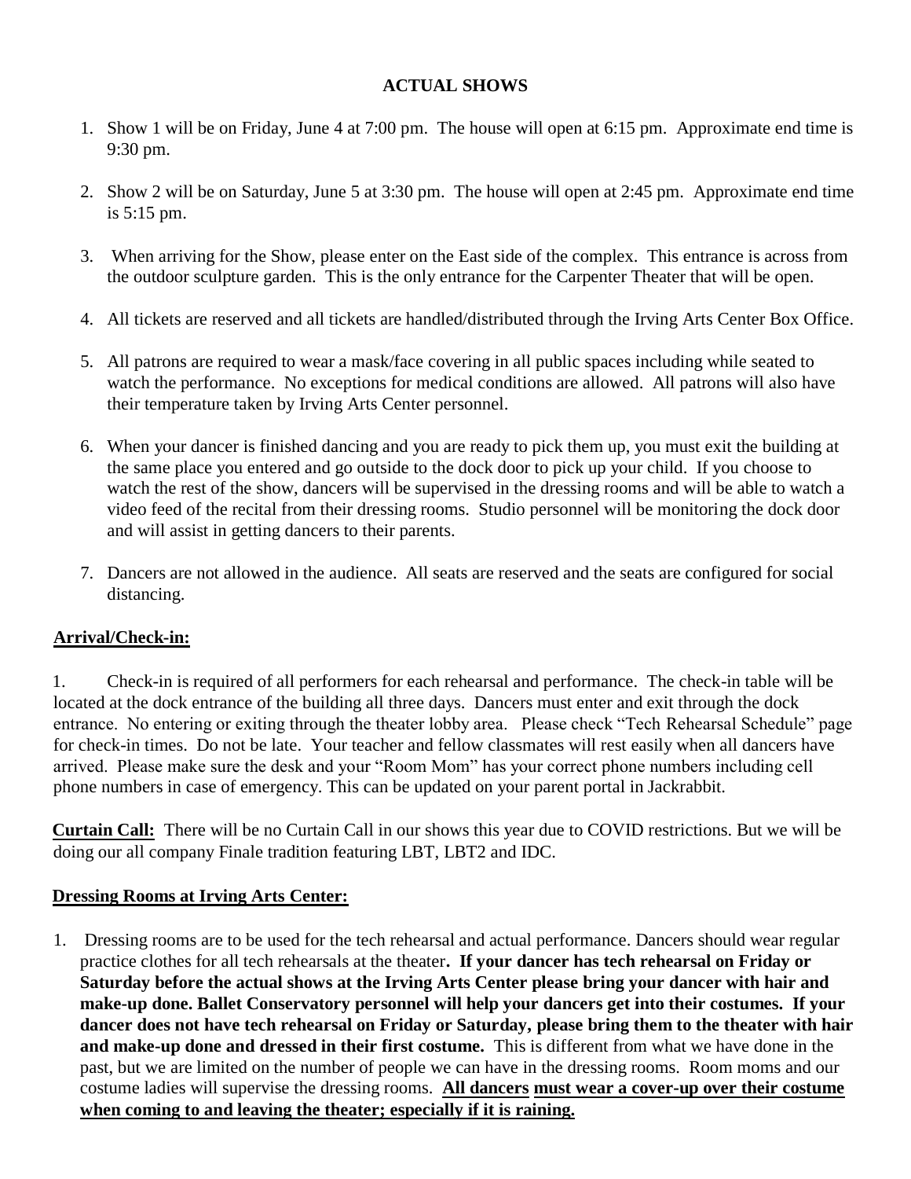## ACTUAL SHOWS

1. Show 1 will be on Friday, June 4 at 7:00 pm. The house will open at 6:15 pm. Approximate end time is 9:30 pm.

2. Show 2 will be on Saturday, June 5 at 3:30 pm. The house will open at 2:45 pm. Approximate end time is 5:15 pm.

3. When arriving for the Show, please enter on the East side of the complex. This entrance is across from the outdoor sculpture garden. This is the only entrance for the Carpenter Theater that will be open.

4. All tickets are reserved and all tickets are handled/distributed through the Irving Arts Center Box Office.

5. All patrons are required to wear a mask/face covering in all public spaces including while seated to watch the performance. No exceptions for medical conditions are allowed. All patrons will also have their temperature taken by Irving Arts Center personnel.

6. When your dancer is finished dancing and you are ready to pick them up, you must exit the building at the same place you entered and go outside to the dock door to pick up your child. If you choose to watch the rest of the show, dancers will be supervised in the dressing rooms and will be able to watch a video feed of the recital from their dressing rooms. Studio personnel will be monitoring the dock door and will assist in getting dancers to their parents.

7. Dancers are not allowed in the audience. All seats are reserved and the seats are configured for social distancing.

**Arrival/Check-in:**

1. Check-in is required of all performers for each rehearsal and performance. The check-in table will be located at the dock entrance of the building all three days. Dancers must enter and exit through the dock entrance. No entering or exiting through the theater lobby area. Please check "Tech Rehearsal Schedule" page for check-in times. Do not be late. Your teacher and fellow classmates will rest easily when all dancers have arrived. Please make sure the desk and your "Room Mom" has your correct phone numbers including cell phone numbers in case of emergency. This can be updated on your parent portal in Jackrabbit.

**Curtain Call:** There will be no Curtain Call in our shows this year due to COVID restrictions. But we will be doing our all company Finale tradition featuring LBT, LBT2 and IDC.

**Dressing Rooms at Irving Arts Center:**

1. Dressing rooms are to be used for the tech rehearsal and actual performance. Dancers should wear regular practice clothes for all tech rehearsals at the theater. **If your dancer has tech rehearsal on Friday or Saturday before the actual shows at the Irving Arts Center please bring your dancer with hair and make-up done. Ballet Conservatory personnel will help your dancers get into their costumes. If your dancer does not have tech rehearsal on Friday or Saturday, please bring them to the theater with hair and make-up done and dressed in their first costume.** This is different from what we have done in the past, but we are limited on the number of people we can have in the dressing rooms. Room moms and our costume ladies will supervise the dressing rooms. **All dancers must wear a cover-up over their costume when coming to and leaving the theater; especially if it is raining.**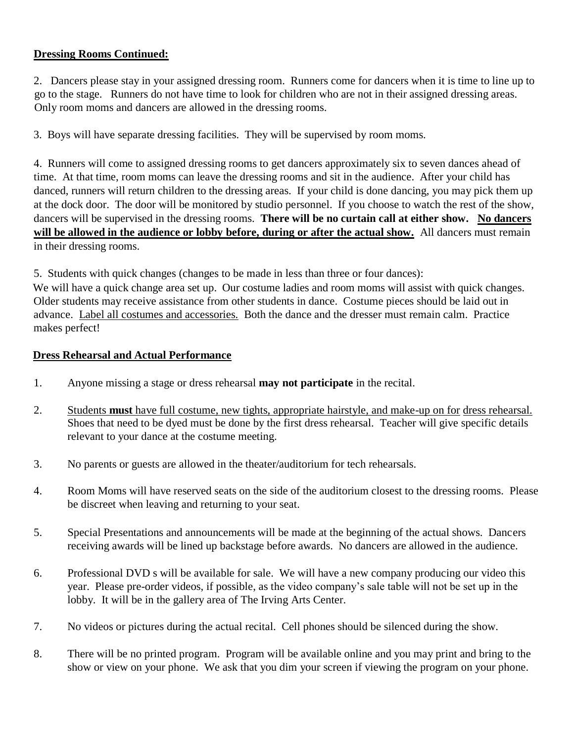**<u>Dressing Rooms Continued:</u>**

2. Dancers please stay in your assigned dressing room. Runners come for dancers when it is time to line up to go to the stage. Runners do not have time to look for children who are not in their assigned dressing areas. Only room moms and dancers are allowed in the dressing rooms.

3. Boys will have separate dressing facilities. They will be supervised by room moms.

4. Runners will come to assigned dressing rooms to get dancers approximately six to seven dances ahead of time. At that time, room moms can leave the dressing rooms and sit in the audience. After your child has danced, runners will return children to the dressing areas. If your child is done dancing, you may pick them up at the dock door. The door will be monitored by studio personnel. If you choose to watch the rest of the show, dancers will be supervised in the dressing rooms. **There will be no curtain call at either show.** **<u>No dancers will be allowed in the audience or lobby before, during or after the actual show.</u>** All dancers must remain in their dressing rooms.

5. Students with quick changes (changes to be made in less than three or four dances):
We will have a quick change area set up. Our costume ladies and room moms will assist with quick changes. Older students may receive assistance from other students in dance. Costume pieces should be laid out in advance. <u>Label all costumes and accessories.</u> Both the dance and the dresser must remain calm. Practice makes perfect!

**<u>Dress Rehearsal and Actual Performance</u>**

1. Anyone missing a stage or dress rehearsal **may not participate** in the recital.

2. <u>Students **must** have full costume, new tights, appropriate hairstyle, and make-up on for</u> <u>dress rehearsal.</u> Shoes that need to be dyed must be done by the first dress rehearsal. Teacher will give specific details relevant to your dance at the costume meeting.

3. No parents or guests are allowed in the theater/auditorium for tech rehearsals.

4. Room Moms will have reserved seats on the side of the auditorium closest to the dressing rooms. Please be discreet when leaving and returning to your seat.

5. Special Presentations and announcements will be made at the beginning of the actual shows. Dancers receiving awards will be lined up backstage before awards. No dancers are allowed in the audience.

6. Professional DVD s will be available for sale. We will have a new company producing our video this year. Please pre-order videos, if possible, as the video company's sale table will not be set up in the lobby. It will be in the gallery area of The Irving Arts Center.

7. No videos or pictures during the actual recital. Cell phones should be silenced during the show.

8. There will be no printed program. Program will be available online and you may print and bring to the show or view on your phone. We ask that you dim your screen if viewing the program on your phone.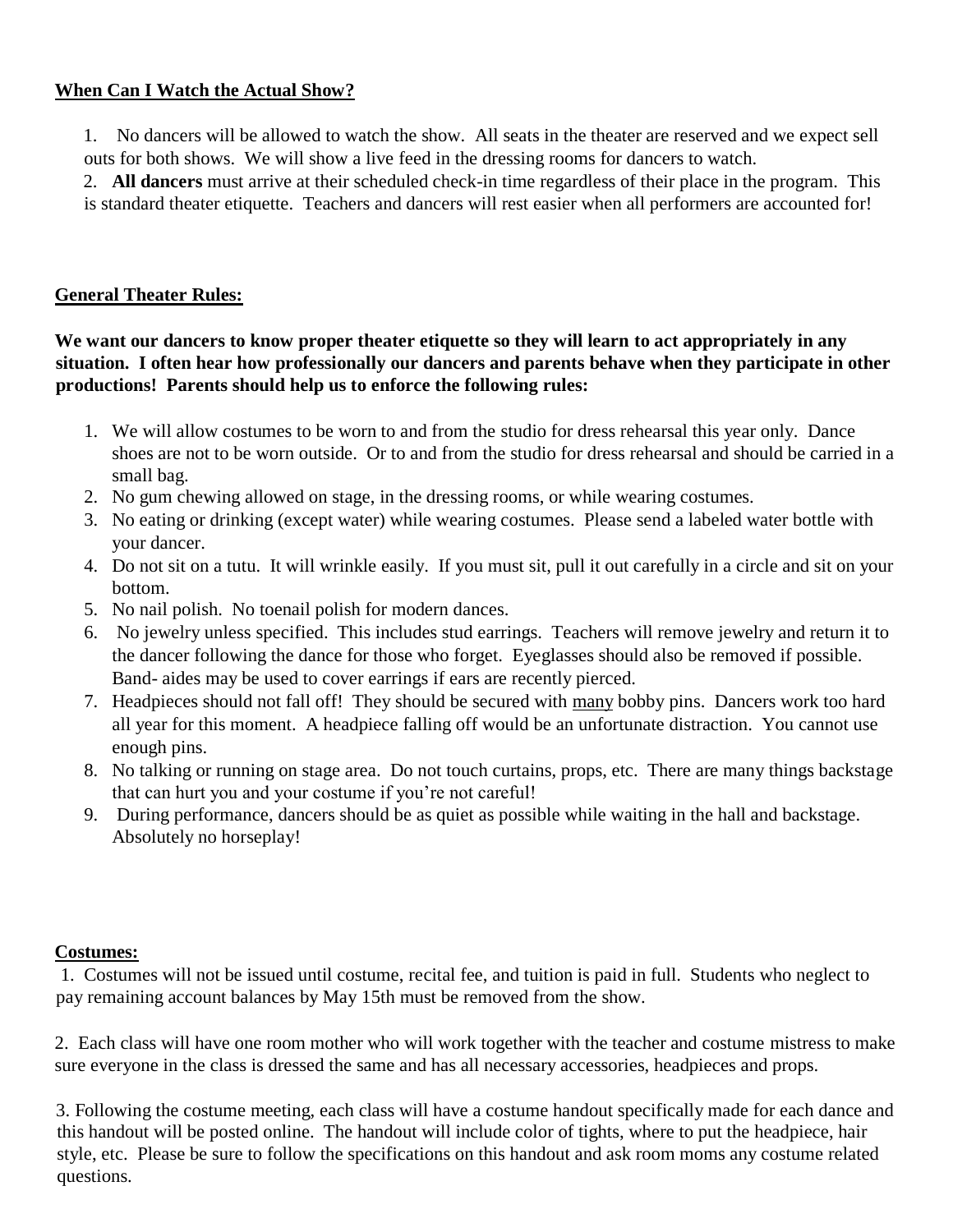**When Can I Watch the Actual Show?**

1. No dancers will be allowed to watch the show. All seats in the theater are reserved and we expect sell outs for both shows. We will show a live feed in the dressing rooms for dancers to watch.
2. **All dancers** must arrive at their scheduled check-in time regardless of their place in the program. This is standard theater etiquette. Teachers and dancers will rest easier when all performers are accounted for!

**General Theater Rules:**

**We want our dancers to know proper theater etiquette so they will learn to act appropriately in any situation. I often hear how professionally our dancers and parents behave when they participate in other productions! Parents should help us to enforce the following rules:**

1. We will allow costumes to be worn to and from the studio for dress rehearsal this year only. Dance shoes are not to be worn outside. Or to and from the studio for dress rehearsal and should be carried in a small bag.
2. No gum chewing allowed on stage, in the dressing rooms, or while wearing costumes.
3. No eating or drinking (except water) while wearing costumes. Please send a labeled water bottle with your dancer.
4. Do not sit on a tutu. It will wrinkle easily. If you must sit, pull it out carefully in a circle and sit on your bottom.
5. No nail polish. No toenail polish for modern dances.
6. No jewelry unless specified. This includes stud earrings. Teachers will remove jewelry and return it to the dancer following the dance for those who forget. Eyeglasses should also be removed if possible. Band- aides may be used to cover earrings if ears are recently pierced.
7. Headpieces should not fall off! They should be secured with many bobby pins. Dancers work too hard all year for this moment. A headpiece falling off would be an unfortunate distraction. You cannot use enough pins.
8. No talking or running on stage area. Do not touch curtains, props, etc. There are many things backstage that can hurt you and your costume if you're not careful!
9. During performance, dancers should be as quiet as possible while waiting in the hall and backstage. Absolutely no horseplay!

**Costumes:**

1. Costumes will not be issued until costume, recital fee, and tuition is paid in full. Students who neglect to pay remaining account balances by May 15th must be removed from the show.

2. Each class will have one room mother who will work together with the teacher and costume mistress to make sure everyone in the class is dressed the same and has all necessary accessories, headpieces and props.

3. Following the costume meeting, each class will have a costume handout specifically made for each dance and this handout will be posted online. The handout will include color of tights, where to put the headpiece, hair style, etc. Please be sure to follow the specifications on this handout and ask room moms any costume related questions.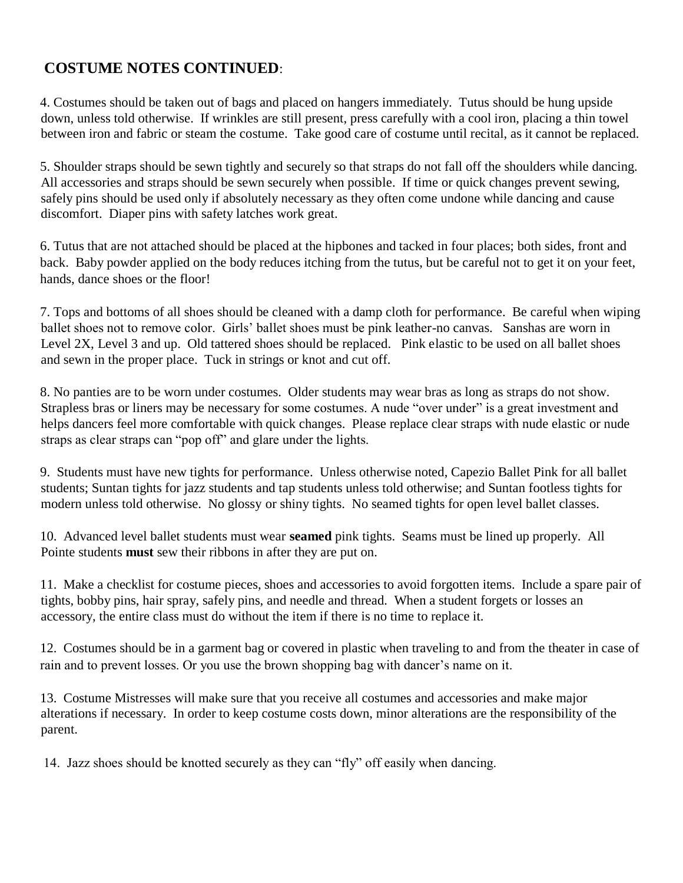**COSTUME NOTES CONTINUED**:

4. Costumes should be taken out of bags and placed on hangers immediately. Tutus should be hung upside down, unless told otherwise. If wrinkles are still present, press carefully with a cool iron, placing a thin towel between iron and fabric or steam the costume. Take good care of costume until recital, as it cannot be replaced.

5. Shoulder straps should be sewn tightly and securely so that straps do not fall off the shoulders while dancing. All accessories and straps should be sewn securely when possible. If time or quick changes prevent sewing, safely pins should be used only if absolutely necessary as they often come undone while dancing and cause discomfort. Diaper pins with safety latches work great.

6. Tutus that are not attached should be placed at the hipbones and tacked in four places; both sides, front and back. Baby powder applied on the body reduces itching from the tutus, but be careful not to get it on your feet, hands, dance shoes or the floor!

7. Tops and bottoms of all shoes should be cleaned with a damp cloth for performance. Be careful when wiping ballet shoes not to remove color. Girls' ballet shoes must be pink leather-no canvas. Sanshas are worn in Level 2X, Level 3 and up. Old tattered shoes should be replaced. Pink elastic to be used on all ballet shoes and sewn in the proper place. Tuck in strings or knot and cut off.

8. No panties are to be worn under costumes. Older students may wear bras as long as straps do not show. Strapless bras or liners may be necessary for some costumes. A nude "over under" is a great investment and helps dancers feel more comfortable with quick changes. Please replace clear straps with nude elastic or nude straps as clear straps can "pop off" and glare under the lights.

9. Students must have new tights for performance. Unless otherwise noted, Capezio Ballet Pink for all ballet students; Suntan tights for jazz students and tap students unless told otherwise; and Suntan footless tights for modern unless told otherwise. No glossy or shiny tights. No seamed tights for open level ballet classes.

10. Advanced level ballet students must wear **seamed** pink tights. Seams must be lined up properly. All Pointe students **must** sew their ribbons in after they are put on.

11. Make a checklist for costume pieces, shoes and accessories to avoid forgotten items. Include a spare pair of tights, bobby pins, hair spray, safely pins, and needle and thread. When a student forgets or losses an accessory, the entire class must do without the item if there is no time to replace it.

12. Costumes should be in a garment bag or covered in plastic when traveling to and from the theater in case of rain and to prevent losses. Or you use the brown shopping bag with dancer's name on it.

13. Costume Mistresses will make sure that you receive all costumes and accessories and make major alterations if necessary. In order to keep costume costs down, minor alterations are the responsibility of the parent.

14. Jazz shoes should be knotted securely as they can "fly" off easily when dancing.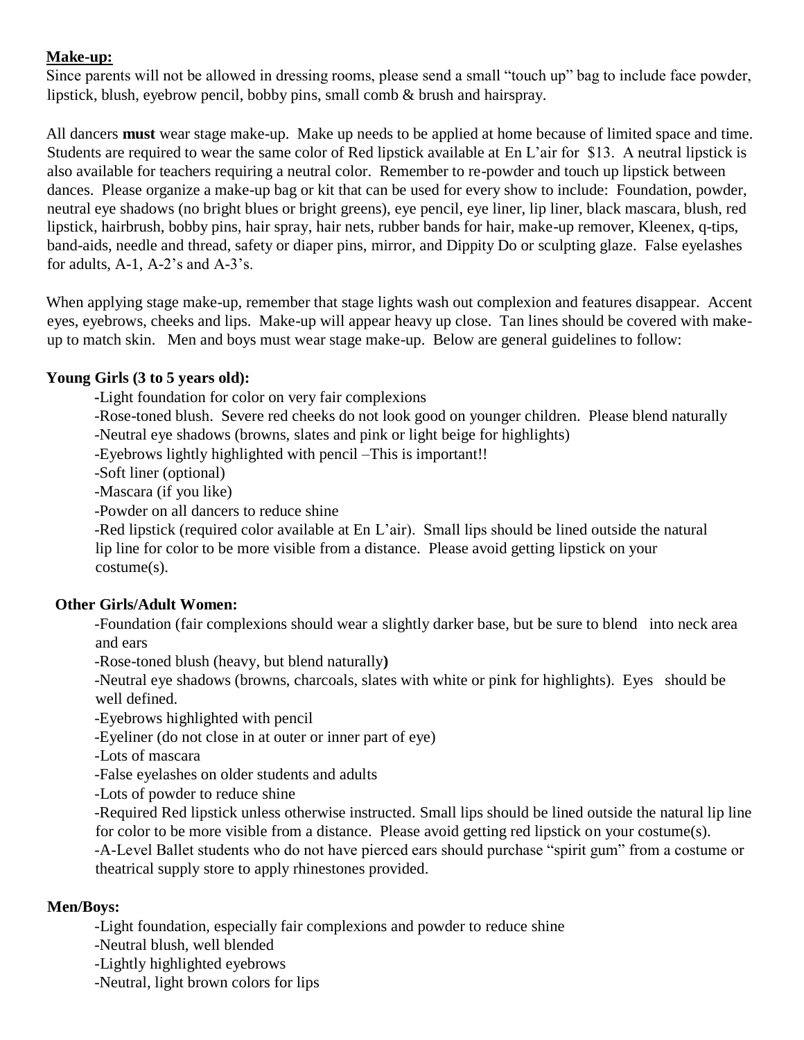**<u>Make-up:</u>**

Since parents will not be allowed in dressing rooms, please send a small "touch up" bag to include face powder, lipstick, blush, eyebrow pencil, bobby pins, small comb & brush and hairspray.

All dancers **must** wear stage make-up. Make up needs to be applied at home because of limited space and time. Students are required to wear the same color of Red lipstick available at En L'air for $13. A neutral lipstick is also available for teachers requiring a neutral color. Remember to re-powder and touch up lipstick between dances. Please organize a make-up bag or kit that can be used for every show to include: Foundation, powder, neutral eye shadows (no bright blues or bright greens), eye pencil, eye liner, lip liner, black mascara, blush, red lipstick, hairbrush, bobby pins, hair spray, hair nets, rubber bands for hair, make-up remover, Kleenex, q-tips, band-aids, needle and thread, safety or diaper pins, mirror, and Dippity Do or sculpting glaze. False eyelashes for adults, A-1, A-2's and A-3's.

When applying stage make-up, remember that stage lights wash out complexion and features disappear. Accent eyes, eyebrows, cheeks and lips. Make-up will appear heavy up close. Tan lines should be covered with make-up to match skin. Men and boys must wear stage make-up. Below are general guidelines to follow:

**Young Girls (3 to 5 years old):**

- Light foundation for color on very fair complexions
- Rose-toned blush. Severe red cheeks do not look good on younger children. Please blend naturally
- Neutral eye shadows (browns, slates and pink or light beige for highlights)
- Eyebrows lightly highlighted with pencil –This is important!!
- Soft liner (optional)
- Mascara (if you like)
- Powder on all dancers to reduce shine
- Red lipstick (required color available at En L'air). Small lips should be lined outside the natural lip line for color to be more visible from a distance. Please avoid getting lipstick on your costume(s).

**Other Girls/Adult Women:**

- Foundation (fair complexions should wear a slightly darker base, but be sure to blend into neck area and ears
- Rose-toned blush (heavy, but blend naturally**)**
- Neutral eye shadows (browns, charcoals, slates with white or pink for highlights). Eyes should be well defined.
- Eyebrows highlighted with pencil
- Eyeliner (do not close in at outer or inner part of eye)
- Lots of mascara
- False eyelashes on older students and adults
- Lots of powder to reduce shine
- Required Red lipstick unless otherwise instructed. Small lips should be lined outside the natural lip line for color to be more visible from a distance. Please avoid getting red lipstick on your costume(s).
- A-Level Ballet students who do not have pierced ears should purchase "spirit gum" from a costume or theatrical supply store to apply rhinestones provided.

**Men/Boys:**

- Light foundation, especially fair complexions and powder to reduce shine
- Neutral blush, well blended
- Lightly highlighted eyebrows
- Neutral, light brown colors for lips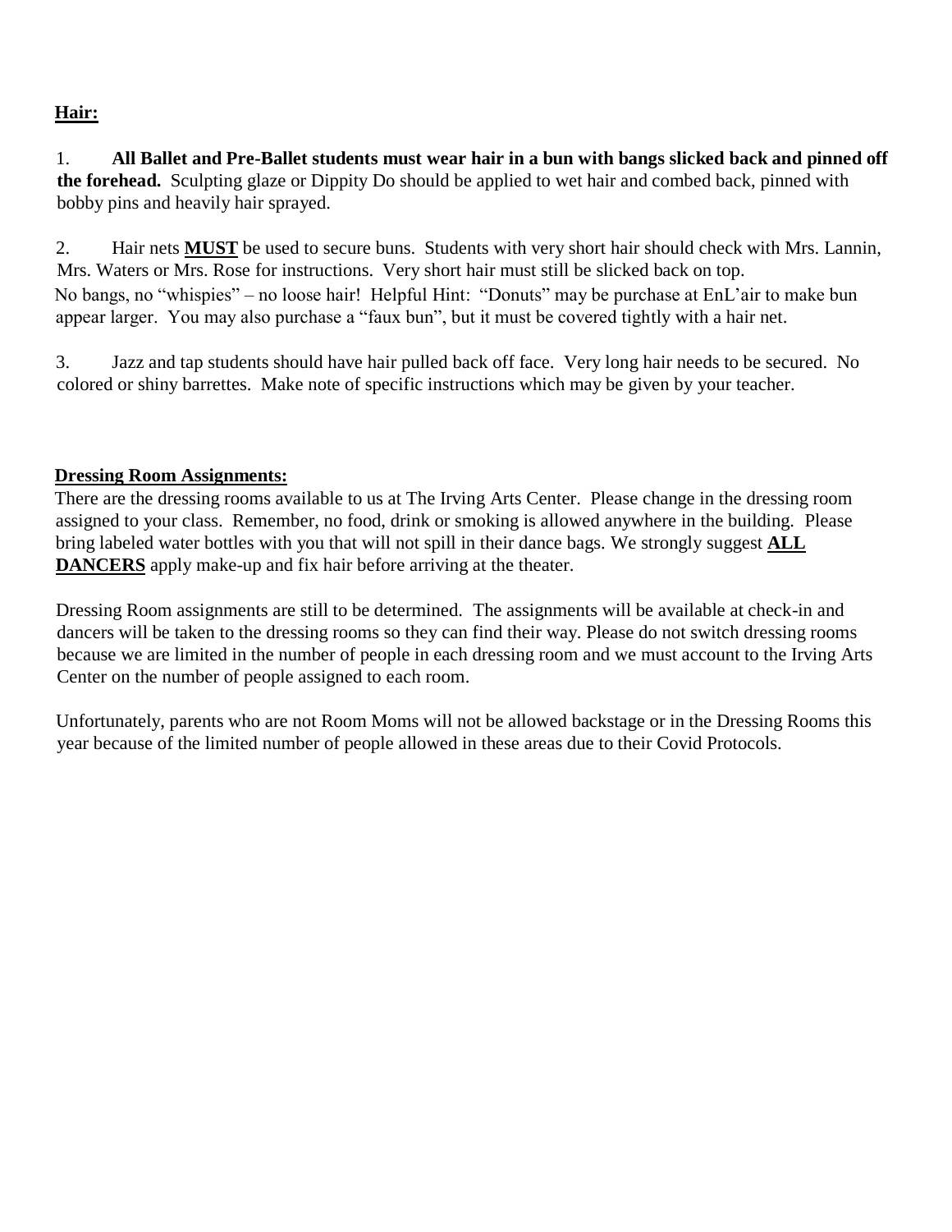**Hair:**

1. **All Ballet and Pre-Ballet students must wear hair in a bun with bangs slicked back and pinned off the forehead.** Sculpting glaze or Dippity Do should be applied to wet hair and combed back, pinned with bobby pins and heavily hair sprayed.

2. Hair nets **MUST** be used to secure buns. Students with very short hair should check with Mrs. Lannin, Mrs. Waters or Mrs. Rose for instructions. Very short hair must still be slicked back on top. No bangs, no "whispies" – no loose hair! Helpful Hint: "Donuts" may be purchase at EnL'air to make bun appear larger. You may also purchase a "faux bun", but it must be covered tightly with a hair net.

3. Jazz and tap students should have hair pulled back off face. Very long hair needs to be secured. No colored or shiny barrettes. Make note of specific instructions which may be given by your teacher.

**Dressing Room Assignments:**

There are the dressing rooms available to us at The Irving Arts Center. Please change in the dressing room assigned to your class. Remember, no food, drink or smoking is allowed anywhere in the building. Please bring labeled water bottles with you that will not spill in their dance bags. We strongly suggest **ALL DANCERS** apply make-up and fix hair before arriving at the theater.

Dressing Room assignments are still to be determined. The assignments will be available at check-in and dancers will be taken to the dressing rooms so they can find their way. Please do not switch dressing rooms because we are limited in the number of people in each dressing room and we must account to the Irving Arts Center on the number of people assigned to each room.

Unfortunately, parents who are not Room Moms will not be allowed backstage or in the Dressing Rooms this year because of the limited number of people allowed in these areas due to their Covid Protocols.